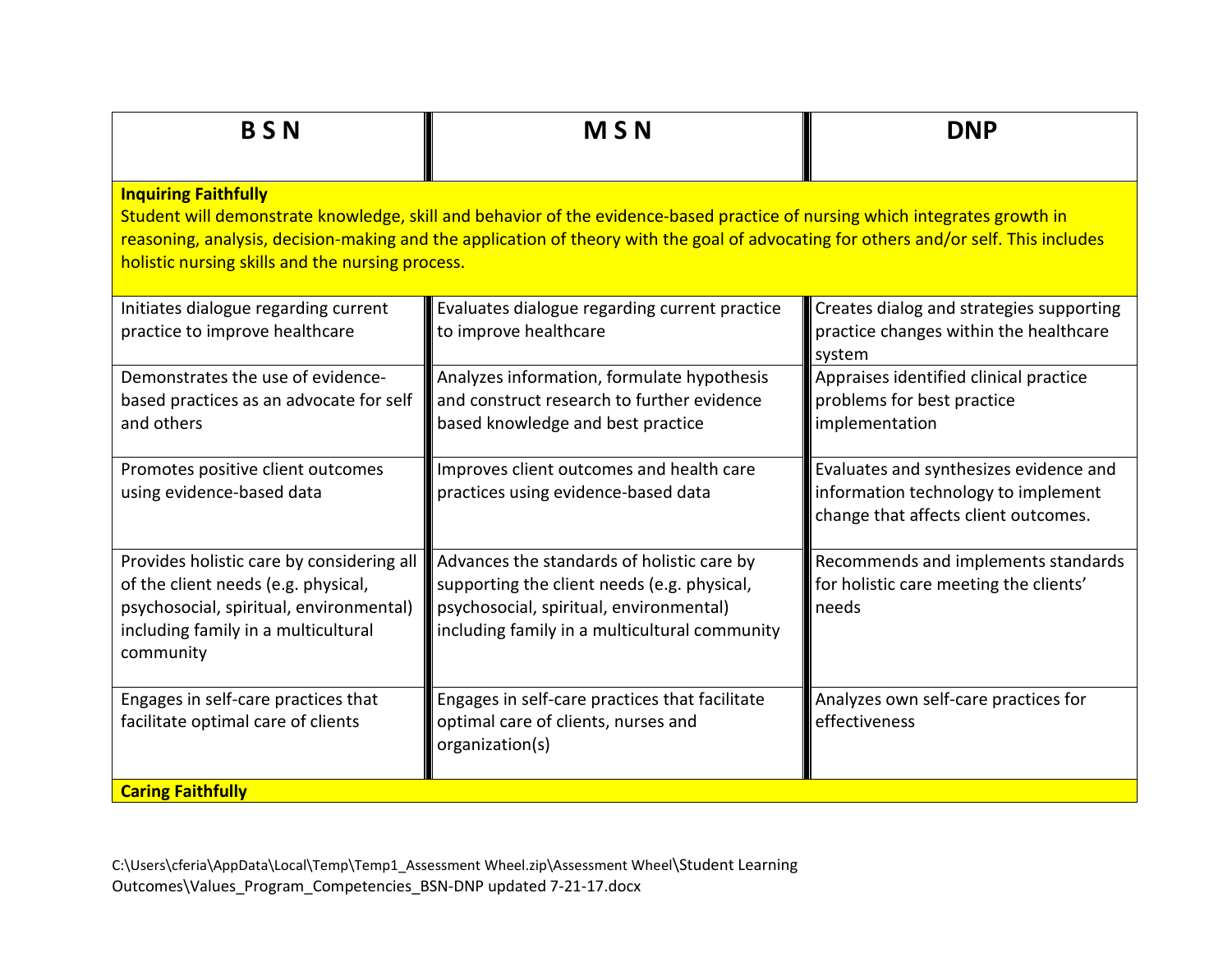| B S N | M S N | DNP |
|---|---|---|
| **Inquiring Faithfully**<br>Student will demonstrate knowledge, skill and behavior of the evidence-based practice of nursing which integrates growth in reasoning, analysis, decision-making and the application of theory with the goal of advocating for others and/or self. This includes holistic nursing skills and the nursing process. | | |
| Initiates dialogue regarding current practice to improve healthcare | Evaluates dialogue regarding current practice to improve healthcare | Creates dialog and strategies supporting practice changes within the healthcare system |
| Demonstrates the use of evidence-based practices as an advocate for self and others | Analyzes information, formulate hypothesis and construct research to further evidence based knowledge and best practice | Appraises identified clinical practice problems for best practice implementation |
| Promotes positive client outcomes using evidence-based data | Improves client outcomes and health care practices using evidence-based data | Evaluates and synthesizes evidence and information technology to implement change that affects client outcomes. |
| Provides holistic care by considering all of the client needs (e.g. physical, psychosocial, spiritual, environmental) including family in a multicultural community | Advances the standards of holistic care by supporting the client needs (e.g. physical, psychosocial, spiritual, environmental) including family in a multicultural community | Recommends and implements standards for holistic care meeting the clients' needs |
| Engages in self-care practices that facilitate optimal care of clients | Engages in self-care practices that facilitate optimal care of clients, nurses and organization(s) | Analyzes own self-care practices for effectiveness |
| **Caring Faithfully** | | |

C:\Users\cferia\AppData\Local\Temp\Temp1_Assessment Wheel.zip\Assessment Wheel\Student Learning Outcomes\Values_Program_Competencies_BSN-DNP updated 7-21-17.docx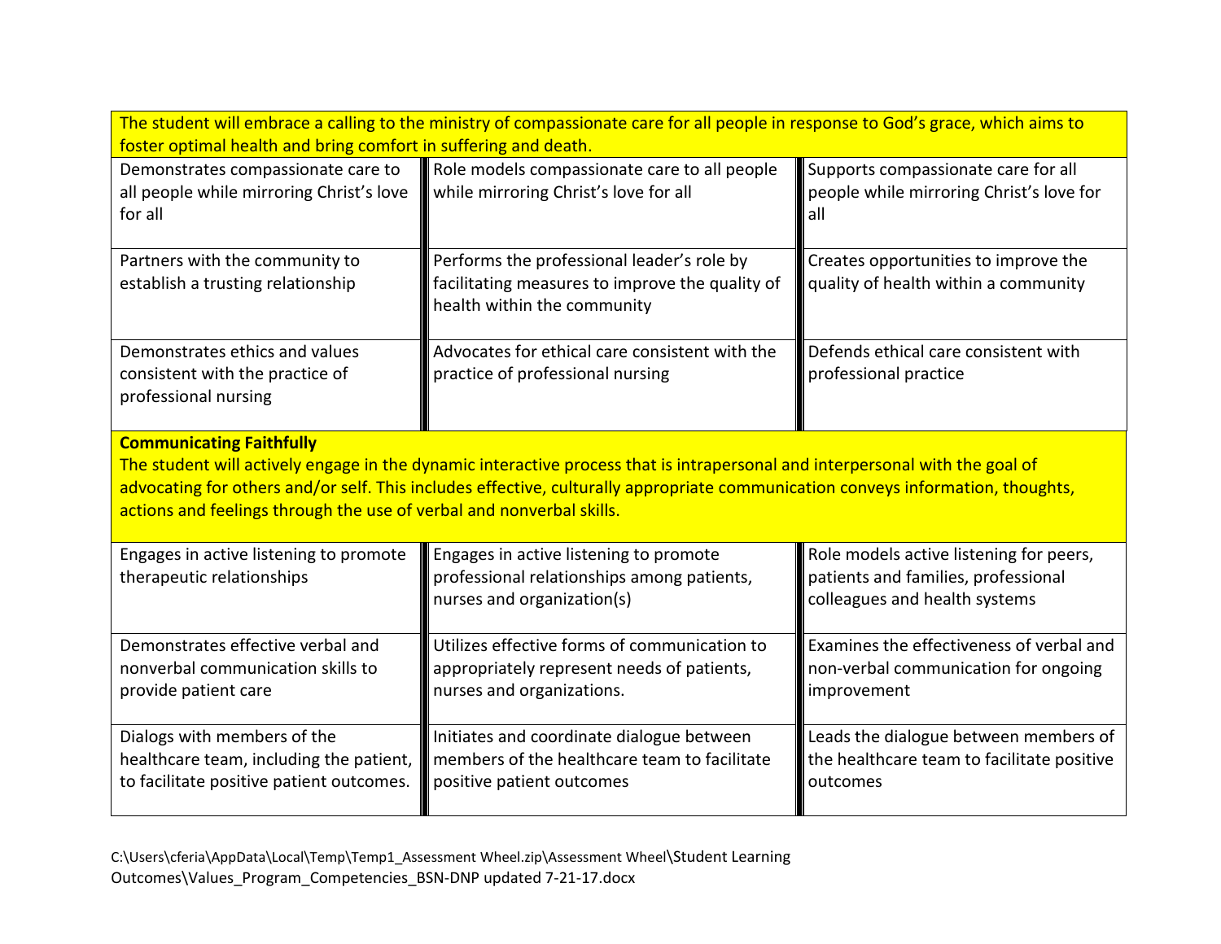| The student will embrace a calling to the ministry of compassionate care for all people in response to God's grace, which aims to foster optimal health and bring comfort in suffering and death. | | |
|---|---|---|
| Demonstrates compassionate care to all people while mirroring Christ's love for all | Role models compassionate care to all people while mirroring Christ's love for all | Supports compassionate care for all people while mirroring Christ's love for all |
| Partners with the community to establish a trusting relationship | Performs the professional leader's role by facilitating measures to improve the quality of health within the community | Creates opportunities to improve the quality of health within a community |
| Demonstrates ethics and values consistent with the practice of professional nursing | Advocates for ethical care consistent with the practice of professional nursing | Defends ethical care consistent with professional practice |
| **Communicating Faithfully** The student will actively engage in the dynamic interactive process that is intrapersonal and interpersonal with the goal of advocating for others and/or self. This includes effective, culturally appropriate communication conveys information, thoughts, actions and feelings through the use of verbal and nonverbal skills. | | |
| Engages in active listening to promote therapeutic relationships | Engages in active listening to promote professional relationships among patients, nurses and organization(s) | Role models active listening for peers, patients and families, professional colleagues and health systems |
| Demonstrates effective verbal and nonverbal communication skills to provide patient care | Utilizes effective forms of communication to appropriately represent needs of patients, nurses and organizations. | Examines the effectiveness of verbal and non-verbal communication for ongoing improvement |
| Dialogs with members of the healthcare team, including the patient, to facilitate positive patient outcomes. | Initiates and coordinate dialogue between members of the healthcare team to facilitate positive patient outcomes | Leads the dialogue between members of the healthcare team to facilitate positive outcomes |

C:\Users\cferia\AppData\Local\Temp\Temp1_Assessment Wheel.zip\Assessment Wheel\Student Learning Outcomes\Values_Program_Competencies_BSN-DNP updated 7-21-17.docx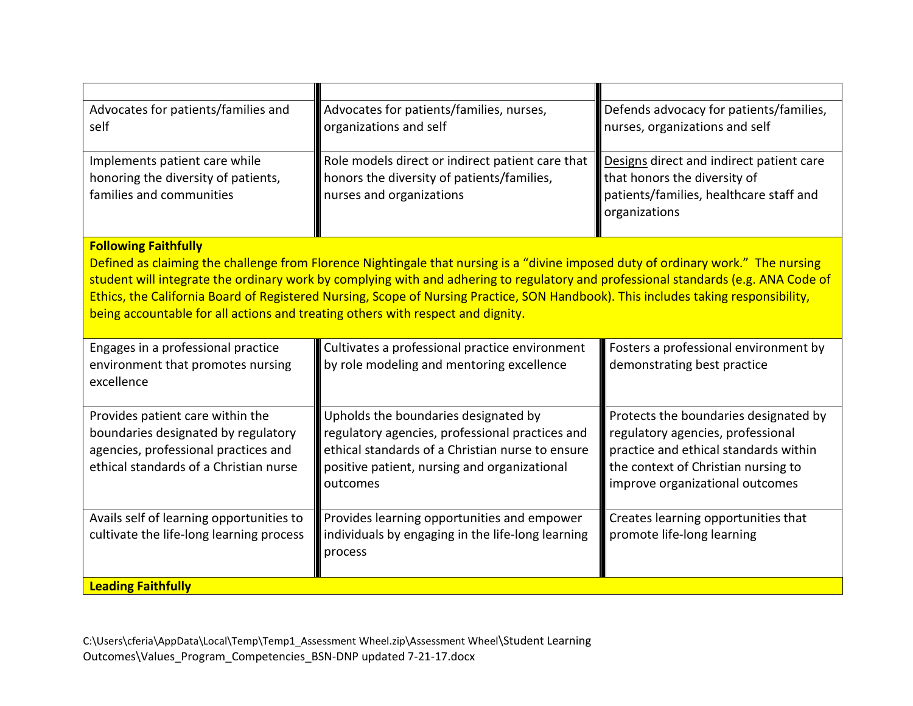| | | |
|---|---|---|
| Advocates for patients/families and self | Advocates for patients/families, nurses, organizations and self | Defends advocacy for patients/families, nurses, organizations and self |
| Implements patient care while honoring the diversity of patients, families and communities | Role models direct or indirect patient care that honors the diversity of patients/families, nurses and organizations | Designs direct and indirect patient care that honors the diversity of patients/families, healthcare staff and organizations |
| **Following Faithfully**<br>Defined as claiming the challenge from Florence Nightingale that nursing is a "divine imposed duty of ordinary work." The nursing student will integrate the ordinary work by complying with and adhering to regulatory and professional standards (e.g. ANA Code of Ethics, the California Board of Registered Nursing, Scope of Nursing Practice, SON Handbook). This includes taking responsibility, being accountable for all actions and treating others with respect and dignity. | | |
| Engages in a professional practice environment that promotes nursing excellence | Cultivates a professional practice environment by role modeling and mentoring excellence | Fosters a professional environment by demonstrating best practice |
| Provides patient care within the boundaries designated by regulatory agencies, professional practices and ethical standards of a Christian nurse | Upholds the boundaries designated by regulatory agencies, professional practices and ethical standards of a Christian nurse to ensure positive patient, nursing and organizational outcomes | Protects the boundaries designated by regulatory agencies, professional practice and ethical standards within the context of Christian nursing to improve organizational outcomes |
| Avails self of learning opportunities to cultivate the life-long learning process | Provides learning opportunities and empower individuals by engaging in the life-long learning process | Creates learning opportunities that promote life-long learning |
| **Leading Faithfully** | | |

C:\Users\cferia\AppData\Local\Temp\Temp1_Assessment Wheel.zip\Assessment Wheel\Student Learning Outcomes\Values_Program_Competencies_BSN-DNP updated 7-21-17.docx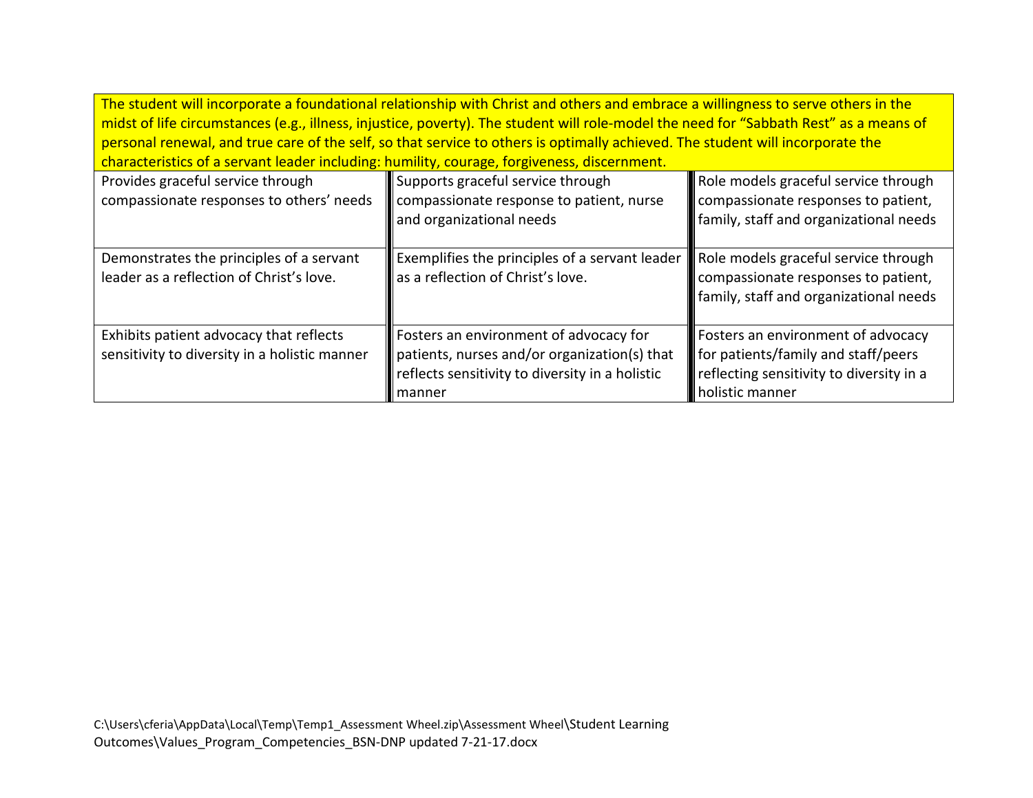| The student will incorporate a foundational relationship with Christ and others and embrace a willingness to serve others in the midst of life circumstances (e.g., illness, injustice, poverty). The student will role-model the need for "Sabbath Rest" as a means of personal renewal, and true care of the self, so that service to others is optimally achieved. The student will incorporate the characteristics of a servant leader including: humility, courage, forgiveness, discernment. | | |
|---|---|---|
| Provides graceful service through compassionate responses to others' needs | Supports graceful service through compassionate response to patient, nurse and organizational needs | Role models graceful service through compassionate responses to patient, family, staff and organizational needs |
| Demonstrates the principles of a servant leader as a reflection of Christ's love. | Exemplifies the principles of a servant leader as a reflection of Christ's love. | Role models graceful service through compassionate responses to patient, family, staff and organizational needs |
| Exhibits patient advocacy that reflects sensitivity to diversity in a holistic manner | Fosters an environment of advocacy for patients, nurses and/or organization(s) that reflects sensitivity to diversity in a holistic manner | Fosters an environment of advocacy for patients/family and staff/peers reflecting sensitivity to diversity in a holistic manner |

C:\Users\cferia\AppData\Local\Temp\Temp1_Assessment Wheel.zip\Assessment Wheel\Student Learning Outcomes\Values_Program_Competencies_BSN-DNP updated 7-21-17.docx